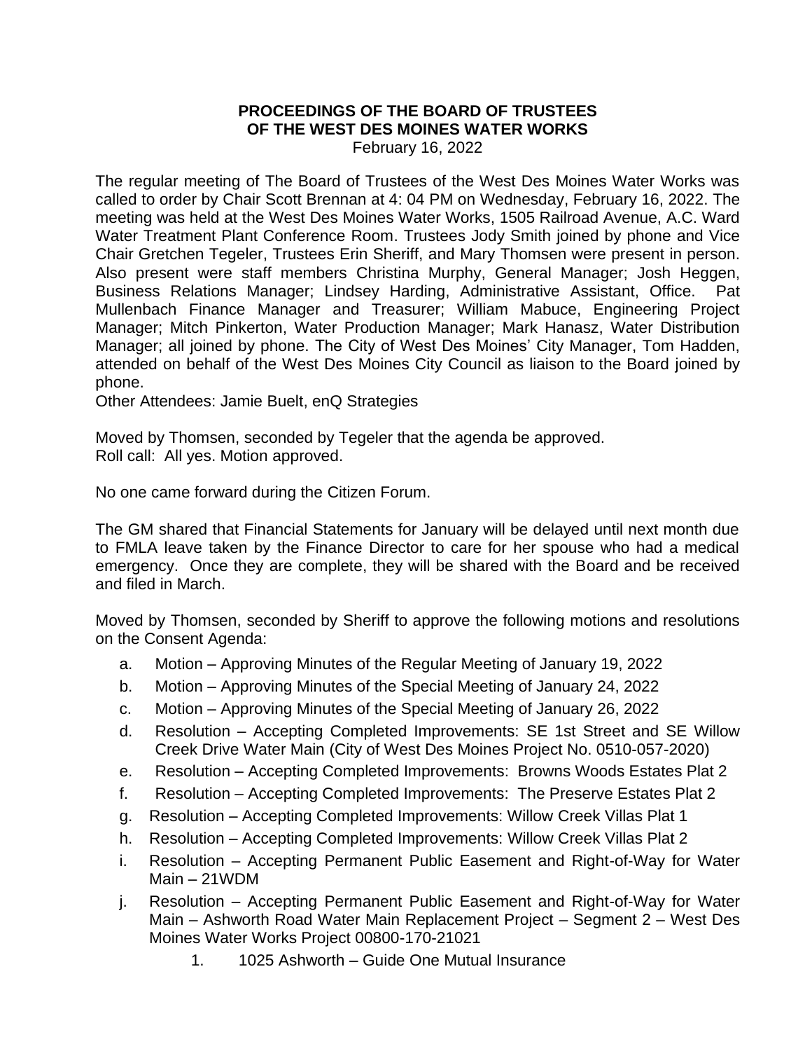**PROCEEDINGS OF THE BOARD OF TRUSTEES**
**OF THE WEST DES MOINES WATER WORKS**
February 16, 2022

The regular meeting of The Board of Trustees of the West Des Moines Water Works was called to order by Chair Scott Brennan at 4: 04 PM on Wednesday, February 16, 2022. The meeting was held at the West Des Moines Water Works, 1505 Railroad Avenue, A.C. Ward Water Treatment Plant Conference Room. Trustees Jody Smith joined by phone and Vice Chair Gretchen Tegeler, Trustees Erin Sheriff, and Mary Thomsen were present in person. Also present were staff members Christina Murphy, General Manager; Josh Heggen, Business Relations Manager; Lindsey Harding, Administrative Assistant, Office. Pat Mullenbach Finance Manager and Treasurer; William Mabuce, Engineering Project Manager; Mitch Pinkerton, Water Production Manager; Mark Hanasz, Water Distribution Manager; all joined by phone. The City of West Des Moines' City Manager, Tom Hadden, attended on behalf of the West Des Moines City Council as liaison to the Board joined by phone.
Other Attendees: Jamie Buelt, enQ Strategies

Moved by Thomsen, seconded by Tegeler that the agenda be approved.
Roll call: All yes. Motion approved.

No one came forward during the Citizen Forum.

The GM shared that Financial Statements for January will be delayed until next month due to FMLA leave taken by the Finance Director to care for her spouse who had a medical emergency. Once they are complete, they will be shared with the Board and be received and filed in March.

Moved by Thomsen, seconded by Sheriff to approve the following motions and resolutions on the Consent Agenda:

a. Motion – Approving Minutes of the Regular Meeting of January 19, 2022
b. Motion – Approving Minutes of the Special Meeting of January 24, 2022
c. Motion – Approving Minutes of the Special Meeting of January 26, 2022
d. Resolution – Accepting Completed Improvements: SE 1st Street and SE Willow Creek Drive Water Main (City of West Des Moines Project No. 0510-057-2020)
e. Resolution – Accepting Completed Improvements: Browns Woods Estates Plat 2
f. Resolution – Accepting Completed Improvements: The Preserve Estates Plat 2
g. Resolution – Accepting Completed Improvements: Willow Creek Villas Plat 1
h. Resolution – Accepting Completed Improvements: Willow Creek Villas Plat 2
i. Resolution – Accepting Permanent Public Easement and Right-of-Way for Water Main – 21WDM
j. Resolution – Accepting Permanent Public Easement and Right-of-Way for Water Main – Ashworth Road Water Main Replacement Project – Segment 2 – West Des Moines Water Works Project 00800-170-21021
    1. 1025 Ashworth – Guide One Mutual Insurance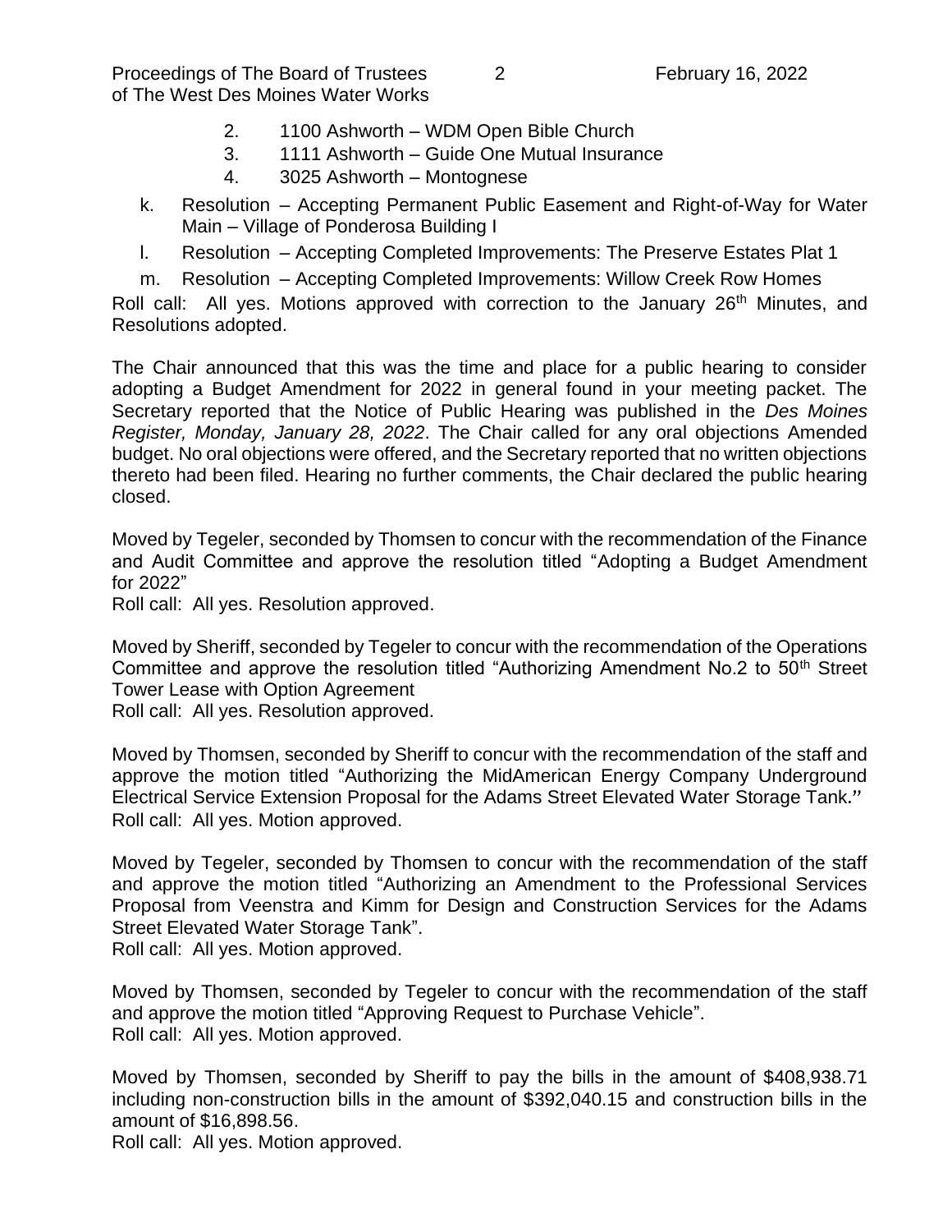2. 1100 Ashworth – WDM Open Bible Church
3. 1111 Ashworth – Guide One Mutual Insurance
4. 3025 Ashworth – Montognese

k. Resolution – Accepting Permanent Public Easement and Right-of-Way for Water Main – Village of Ponderosa Building I

l. Resolution – Accepting Completed Improvements: The Preserve Estates Plat 1

m. Resolution – Accepting Completed Improvements: Willow Creek Row Homes

Roll call: All yes. Motions approved with correction to the January 26th Minutes, and Resolutions adopted.

The Chair announced that this was the time and place for a public hearing to consider adopting a Budget Amendment for 2022 in general found in your meeting packet. The Secretary reported that the Notice of Public Hearing was published in the *Des Moines Register, Monday, January 28, 2022*. The Chair called for any oral objections Amended budget. No oral objections were offered, and the Secretary reported that no written objections thereto had been filed. Hearing no further comments, the Chair declared the public hearing closed.

Moved by Tegeler, seconded by Thomsen to concur with the recommendation of the Finance and Audit Committee and approve the resolution titled "Adopting a Budget Amendment for 2022"
Roll call: All yes. Resolution approved.

Moved by Sheriff, seconded by Tegeler to concur with the recommendation of the Operations Committee and approve the resolution titled "Authorizing Amendment No.2 to 50th Street Tower Lease with Option Agreement
Roll call: All yes. Resolution approved.

Moved by Thomsen, seconded by Sheriff to concur with the recommendation of the staff and approve the motion titled "Authorizing the MidAmerican Energy Company Underground Electrical Service Extension Proposal for the Adams Street Elevated Water Storage Tank."
Roll call: All yes. Motion approved.

Moved by Tegeler, seconded by Thomsen to concur with the recommendation of the staff and approve the motion titled "Authorizing an Amendment to the Professional Services Proposal from Veenstra and Kimm for Design and Construction Services for the Adams Street Elevated Water Storage Tank".
Roll call: All yes. Motion approved.

Moved by Thomsen, seconded by Tegeler to concur with the recommendation of the staff and approve the motion titled "Approving Request to Purchase Vehicle".
Roll call: All yes. Motion approved.

Moved by Thomsen, seconded by Sheriff to pay the bills in the amount of $408,938.71 including non-construction bills in the amount of $392,040.15 and construction bills in the amount of $16,898.56.
Roll call: All yes. Motion approved.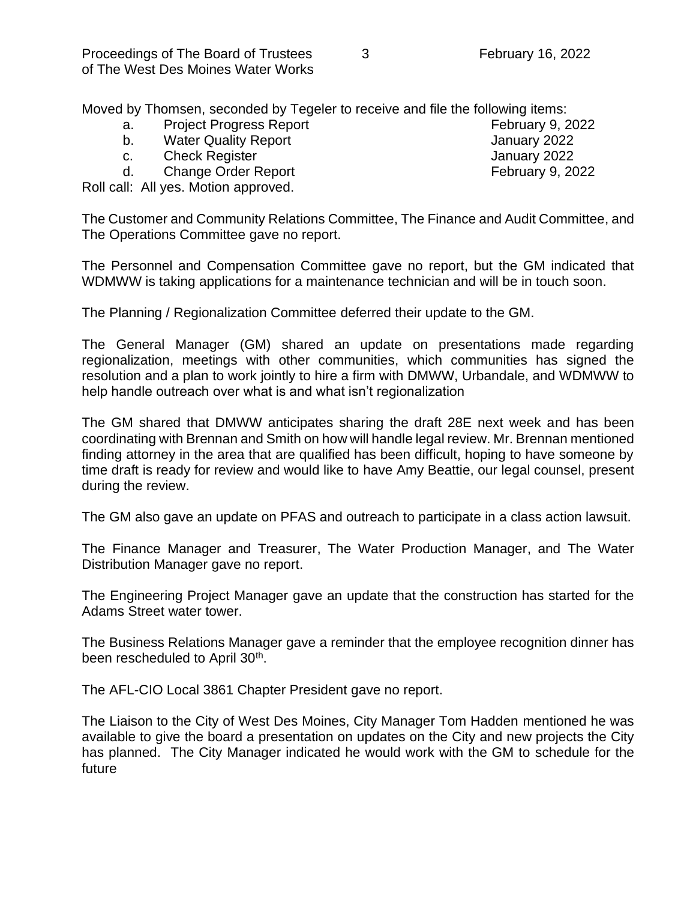Moved by Thomsen, seconded by Tegeler to receive and file the following items:

| | | |
|---|---|---|
| a. | Project Progress Report | February 9, 2022 |
| b. | Water Quality Report | January 2022 |
| c. | Check Register | January 2022 |
| d. | Change Order Report | February 9, 2022 |

Roll call: All yes. Motion approved.

The Customer and Community Relations Committee, The Finance and Audit Committee, and The Operations Committee gave no report.

The Personnel and Compensation Committee gave no report, but the GM indicated that WDMWW is taking applications for a maintenance technician and will be in touch soon.

The Planning / Regionalization Committee deferred their update to the GM.

The General Manager (GM) shared an update on presentations made regarding regionalization, meetings with other communities, which communities has signed the resolution and a plan to work jointly to hire a firm with DMWW, Urbandale, and WDMWW to help handle outreach over what is and what isn't regionalization

The GM shared that DMWW anticipates sharing the draft 28E next week and has been coordinating with Brennan and Smith on how will handle legal review. Mr. Brennan mentioned finding attorney in the area that are qualified has been difficult, hoping to have someone by time draft is ready for review and would like to have Amy Beattie, our legal counsel, present during the review.

The GM also gave an update on PFAS and outreach to participate in a class action lawsuit.

The Finance Manager and Treasurer, The Water Production Manager, and The Water Distribution Manager gave no report.

The Engineering Project Manager gave an update that the construction has started for the Adams Street water tower.

The Business Relations Manager gave a reminder that the employee recognition dinner has been rescheduled to April 30th.

The AFL-CIO Local 3861 Chapter President gave no report.

The Liaison to the City of West Des Moines, City Manager Tom Hadden mentioned he was available to give the board a presentation on updates on the City and new projects the City has planned. The City Manager indicated he would work with the GM to schedule for the future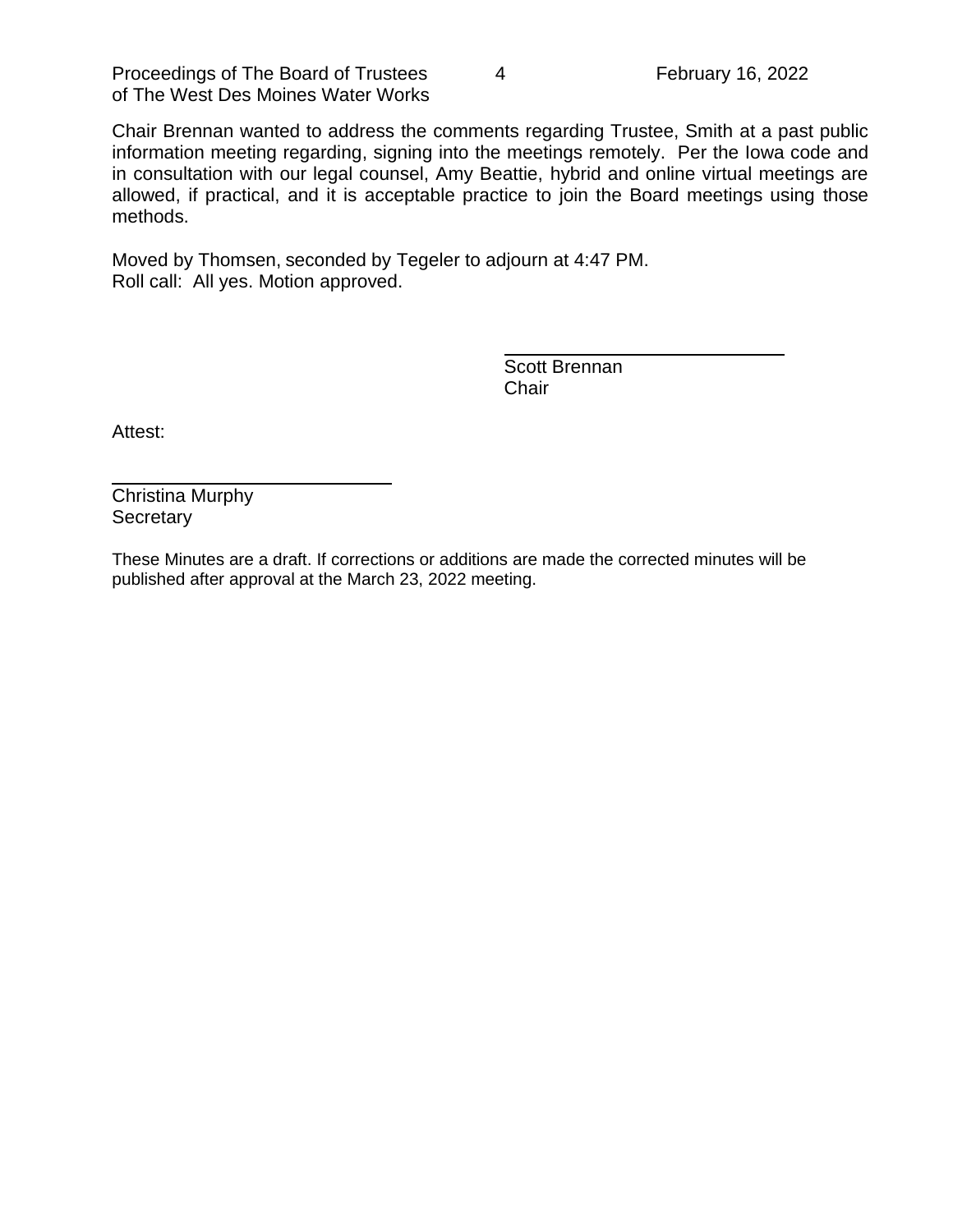Chair Brennan wanted to address the comments regarding Trustee, Smith at a past public information meeting regarding, signing into the meetings remotely. Per the Iowa code and in consultation with our legal counsel, Amy Beattie, hybrid and online virtual meetings are allowed, if practical, and it is acceptable practice to join the Board meetings using those methods.

Moved by Thomsen, seconded by Tegeler to adjourn at 4:47 PM.
Roll call: All yes. Motion approved.

\_\_\_\_\_\_\_\_\_\_\_\_\_\_\_\_\_\_\_\_\_\_\_\_\_\_\_\_
Scott Brennan
Chair

Attest:

\_\_\_\_\_\_\_\_\_\_\_\_\_\_\_\_\_\_\_\_\_\_\_\_\_\_\_\_
Christina Murphy
Secretary

These Minutes are a draft. If corrections or additions are made the corrected minutes will be published after approval at the March 23, 2022 meeting.